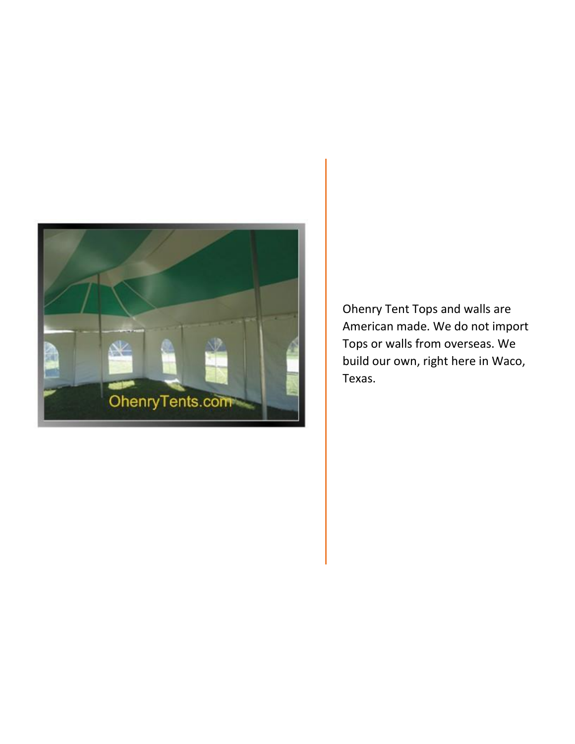Ohenry Tent Tops and walls are American made. We do not import Tops or walls from overseas. We build our own, right here in Waco, Texas.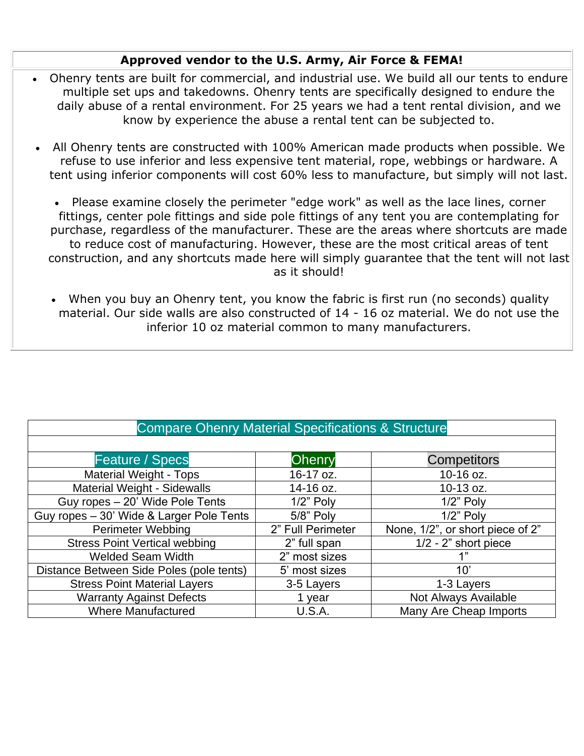**Approved vendor to the U.S. Army, Air Force & FEMA!**

- Ohenry tents are built for commercial, and industrial use. We build all our tents to endure multiple set ups and takedowns. Ohenry tents are specifically designed to endure the daily abuse of a rental environment. For 25 years we had a tent rental division, and we know by experience the abuse a rental tent can be subjected to.

- All Ohenry tents are constructed with 100% American made products when possible. We refuse to use inferior and less expensive tent material, rope, webbings or hardware. A tent using inferior components will cost 60% less to manufacture, but simply will not last.

- Please examine closely the perimeter "edge work" as well as the lace lines, corner fittings, center pole fittings and side pole fittings of any tent you are contemplating for purchase, regardless of the manufacturer. These are the areas where shortcuts are made to reduce cost of manufacturing. However, these are the most critical areas of tent construction, and any shortcuts made here will simply guarantee that the tent will not last as it should!

- When you buy an Ohenry tent, you know the fabric is first run (no seconds) quality material. Our side walls are also constructed of 14 - 16 oz material. We do not use the inferior 10 oz material common to many manufacturers.

| Compare Ohenry Material Specifications & Structure | | |
|---|---|---|
| | | |
| Feature / Specs | Ohenry | Competitors |
| Material Weight - Tops | 16-17 oz. | 10-16 oz. |
| Material Weight - Sidewalls | 14-16 oz. | 10-13 oz. |
| Guy ropes – 20' Wide Pole Tents | 1/2" Poly | 1/2" Poly |
| Guy ropes – 30' Wide & Larger Pole Tents | 5/8" Poly | 1/2" Poly |
| Perimeter Webbing | 2" Full Perimeter | None, 1/2", or short piece of 2" |
| Stress Point Vertical webbing | 2" full span | 1/2 - 2" short piece |
| Welded Seam Width | 2" most sizes | 1" |
| Distance Between Side Poles (pole tents) | 5' most sizes | 10' |
| Stress Point Material Layers | 3-5 Layers | 1-3 Layers |
| Warranty Against Defects | 1 year | Not Always Available |
| Where Manufactured | U.S.A. | Many Are Cheap Imports |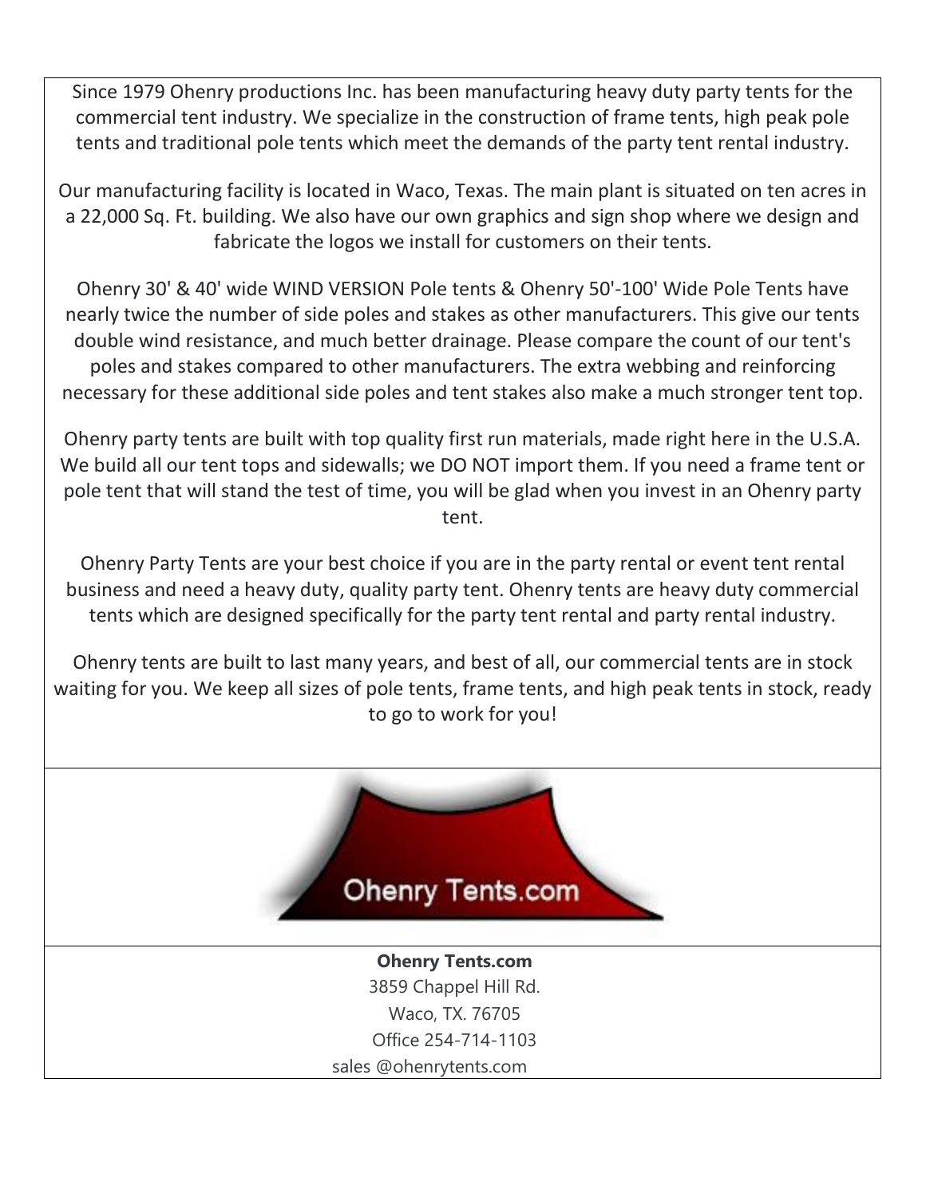Since 1979 Ohenry productions Inc. has been manufacturing heavy duty party tents for the commercial tent industry. We specialize in the construction of frame tents, high peak pole tents and traditional pole tents which meet the demands of the party tent rental industry.

Our manufacturing facility is located in Waco, Texas. The main plant is situated on ten acres in a 22,000 Sq. Ft. building. We also have our own graphics and sign shop where we design and fabricate the logos we install for customers on their tents.

Ohenry 30' & 40' wide WIND VERSION Pole tents & Ohenry 50'-100' Wide Pole Tents have nearly twice the number of side poles and stakes as other manufacturers. This give our tents double wind resistance, and much better drainage. Please compare the count of our tent's poles and stakes compared to other manufacturers. The extra webbing and reinforcing necessary for these additional side poles and tent stakes also make a much stronger tent top.

Ohenry party tents are built with top quality first run materials, made right here in the U.S.A. We build all our tent tops and sidewalls; we DO NOT import them. If you need a frame tent or pole tent that will stand the test of time, you will be glad when you invest in an Ohenry party tent.

Ohenry Party Tents are your best choice if you are in the party rental or event tent rental business and need a heavy duty, quality party tent. Ohenry tents are heavy duty commercial tents which are designed specifically for the party tent rental and party rental industry.

Ohenry tents are built to last many years, and best of all, our commercial tents are in stock waiting for you. We keep all sizes of pole tents, frame tents, and high peak tents in stock, ready to go to work for you!

Ohenry Tents.com

**Ohenry Tents.com**
3859 Chappel Hill Rd.
Waco, TX. 76705
Office 254-714-1103
sales @ohenrytents.com